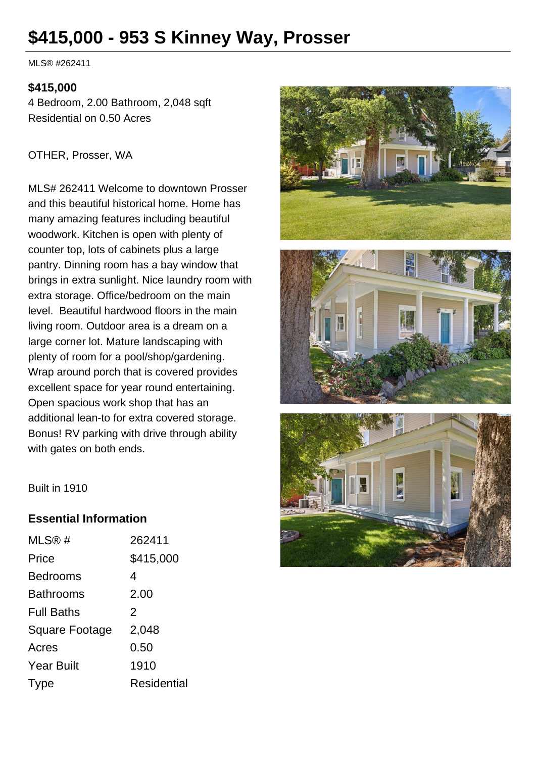# $415,000 - 953 S Kinney Way, Prosser

MLS® #262411

**$415,000**

4 Bedroom, 2.00 Bathroom, 2,048 sqft
Residential on 0.50 Acres

OTHER, Prosser, WA

MLS# 262411 Welcome to downtown Prosser and this beautiful historical home. Home has many amazing features including beautiful woodwork. Kitchen is open with plenty of counter top, lots of cabinets plus a large pantry. Dinning room has a bay window that brings in extra sunlight. Nice laundry room with extra storage. Office/bedroom on the main level. Beautiful hardwood floors in the main living room. Outdoor area is a dream on a large corner lot. Mature landscaping with plenty of room for a pool/shop/gardening. Wrap around porch that is covered provides excellent space for year round entertaining. Open spacious work shop that has an additional lean-to for extra covered storage. Bonus! RV parking with drive through ability with gates on both ends.

Built in 1910

## Essential Information

| | |
|---|---|
| MLS® # | 262411 |
| Price | $415,000 |
| Bedrooms | 4 |
| Bathrooms | 2.00 |
| Full Baths | 2 |
| Square Footage | 2,048 |
| Acres | 0.50 |
| Year Built | 1910 |
| Type | Residential |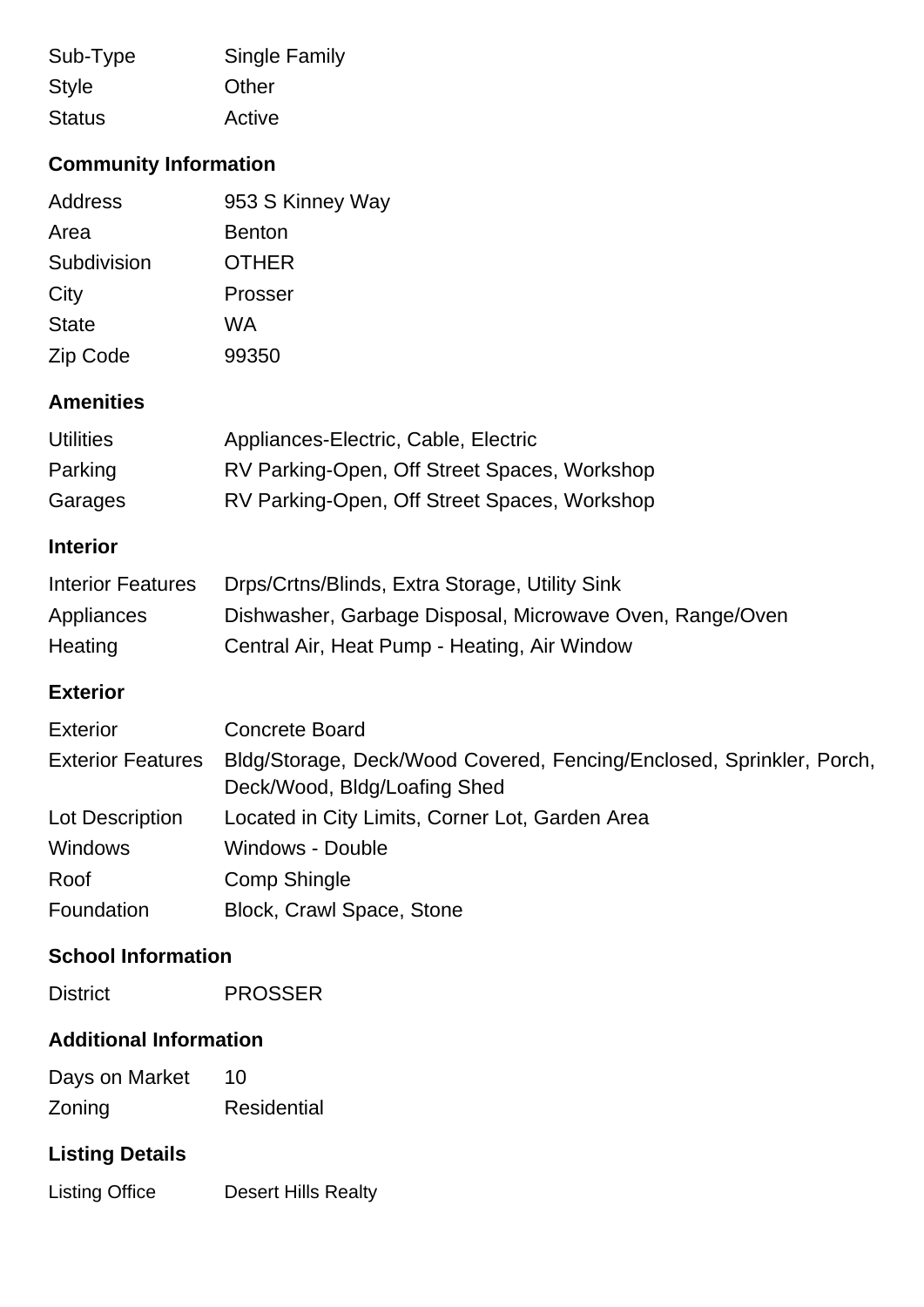| | |
|---|---|
| Sub-Type | Single Family |
| Style | Other |
| Status | Active |

### Community Information

| | |
|---|---|
| Address | 953 S Kinney Way |
| Area | Benton |
| Subdivision | OTHER |
| City | Prosser |
| State | WA |
| Zip Code | 99350 |

### Amenities

| | |
|---|---|
| Utilities | Appliances-Electric, Cable, Electric |
| Parking | RV Parking-Open, Off Street Spaces, Workshop |
| Garages | RV Parking-Open, Off Street Spaces, Workshop |

### Interior

| | |
|---|---|
| Interior Features | Drps/Crtns/Blinds, Extra Storage, Utility Sink |
| Appliances | Dishwasher, Garbage Disposal, Microwave Oven, Range/Oven |
| Heating | Central Air, Heat Pump - Heating, Air Window |

### Exterior

| | |
|---|---|
| Exterior | Concrete Board |
| Exterior Features | Bldg/Storage, Deck/Wood Covered, Fencing/Enclosed, Sprinkler, Porch, Deck/Wood, Bldg/Loafing Shed |
| Lot Description | Located in City Limits, Corner Lot, Garden Area |
| Windows | Windows - Double |
| Roof | Comp Shingle |
| Foundation | Block, Crawl Space, Stone |

### School Information

| | |
|---|---|
| District | PROSSER |

### Additional Information

| | |
|---|---|
| Days on Market | 10 |
| Zoning | Residential |

### Listing Details

| | |
|---|---|
| Listing Office | Desert Hills Realty |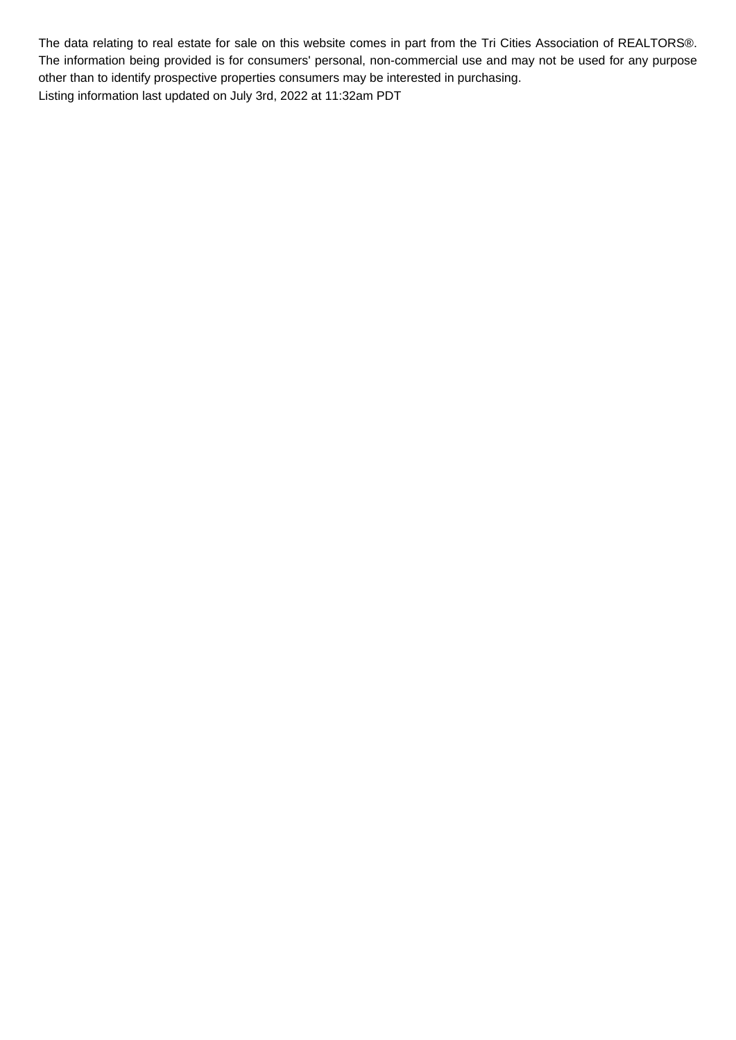The data relating to real estate for sale on this website comes in part from the Tri Cities Association of REALTORS®. The information being provided is for consumers' personal, non-commercial use and may not be used for any purpose other than to identify prospective properties consumers may be interested in purchasing.

Listing information last updated on July 3rd, 2022 at 11:32am PDT